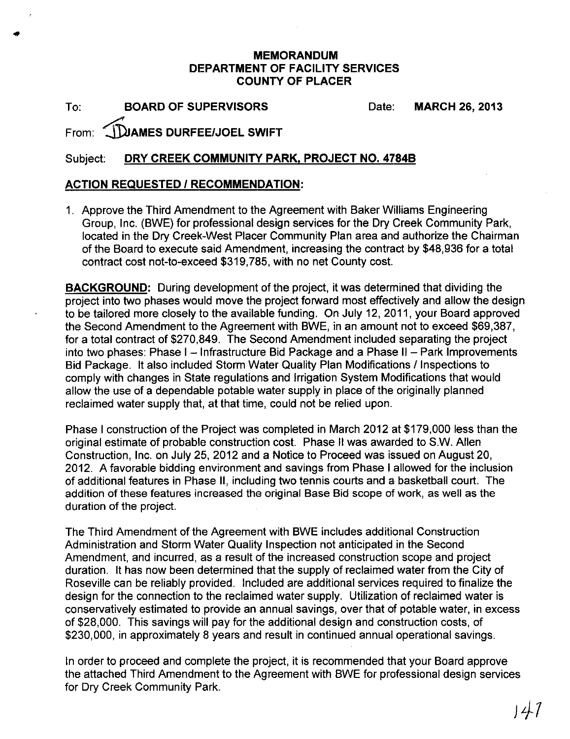**MEMORANDUM**
**DEPARTMENT OF FACILITY SERVICES**
**COUNTY OF PLACER**

To: **BOARD OF SUPERVISORS** Date: **MARCH 26, 2013**

From: **JAMES DURFEE/JOEL SWIFT**

Subject: **DRY CREEK COMMUNITY PARK, PROJECT NO. 4784B**

## ACTION REQUESTED / RECOMMENDATION:

1. Approve the Third Amendment to the Agreement with Baker Williams Engineering Group, Inc. (BWE) for professional design services for the Dry Creek Community Park, located in the Dry Creek-West Placer Community Plan area and authorize the Chairman of the Board to execute said Amendment, increasing the contract by $48,936 for a total contract cost not-to-exceed $319,785, with no net County cost.

**BACKGROUND:** During development of the project, it was determined that dividing the project into two phases would move the project forward most effectively and allow the design to be tailored more closely to the available funding. On July 12, 2011, your Board approved the Second Amendment to the Agreement with BWE, in an amount not to exceed $69,387, for a total contract of $270,849. The Second Amendment included separating the project into two phases: Phase I – Infrastructure Bid Package and a Phase II – Park Improvements Bid Package. It also included Storm Water Quality Plan Modifications / Inspections to comply with changes in State regulations and Irrigation System Modifications that would allow the use of a dependable potable water supply in place of the originally planned reclaimed water supply that, at that time, could not be relied upon.

Phase I construction of the Project was completed in March 2012 at $179,000 less than the original estimate of probable construction cost. Phase II was awarded to S.W. Allen Construction, Inc. on July 25, 2012 and a Notice to Proceed was issued on August 20, 2012. A favorable bidding environment and savings from Phase I allowed for the inclusion of additional features in Phase II, including two tennis courts and a basketball court. The addition of these features increased the original Base Bid scope of work, as well as the duration of the project.

The Third Amendment of the Agreement with BWE includes additional Construction Administration and Storm Water Quality Inspection not anticipated in the Second Amendment, and incurred, as a result of the increased construction scope and project duration. It has now been determined that the supply of reclaimed water from the City of Roseville can be reliably provided. Included are additional services required to finalize the design for the connection to the reclaimed water supply. Utilization of reclaimed water is conservatively estimated to provide an annual savings, over that of potable water, in excess of $28,000. This savings will pay for the additional design and construction costs, of $230,000, in approximately 8 years and result in continued annual operational savings.

In order to proceed and complete the project, it is recommended that your Board approve the attached Third Amendment to the Agreement with BWE for professional design services for Dry Creek Community Park.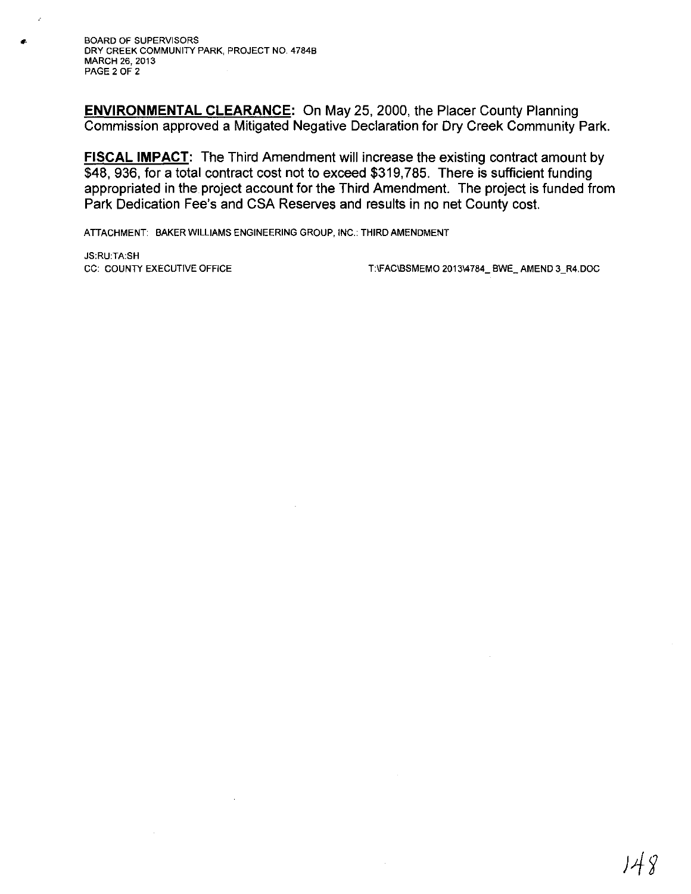**ENVIRONMENTAL CLEARANCE:** On May 25, 2000, the Placer County Planning Commission approved a Mitigated Negative Declaration for Dry Creek Community Park.

**FISCAL IMPACT:** The Third Amendment will increase the existing contract amount by $48, 936, for a total contract cost not to exceed $319,785. There is sufficient funding appropriated in the project account for the Third Amendment. The project is funded from Park Dedication Fee's and CSA Reserves and results in no net County cost.

ATTACHMENT: BAKER WILLIAMS ENGINEERING GROUP, INC.: THIRD AMENDMENT

JS:RU:TA:SH
CC: COUNTY EXECUTIVE OFFICE

T:\FAC\BSMEMO 2013\4784_ BWE_ AMEND 3_R4.DOC